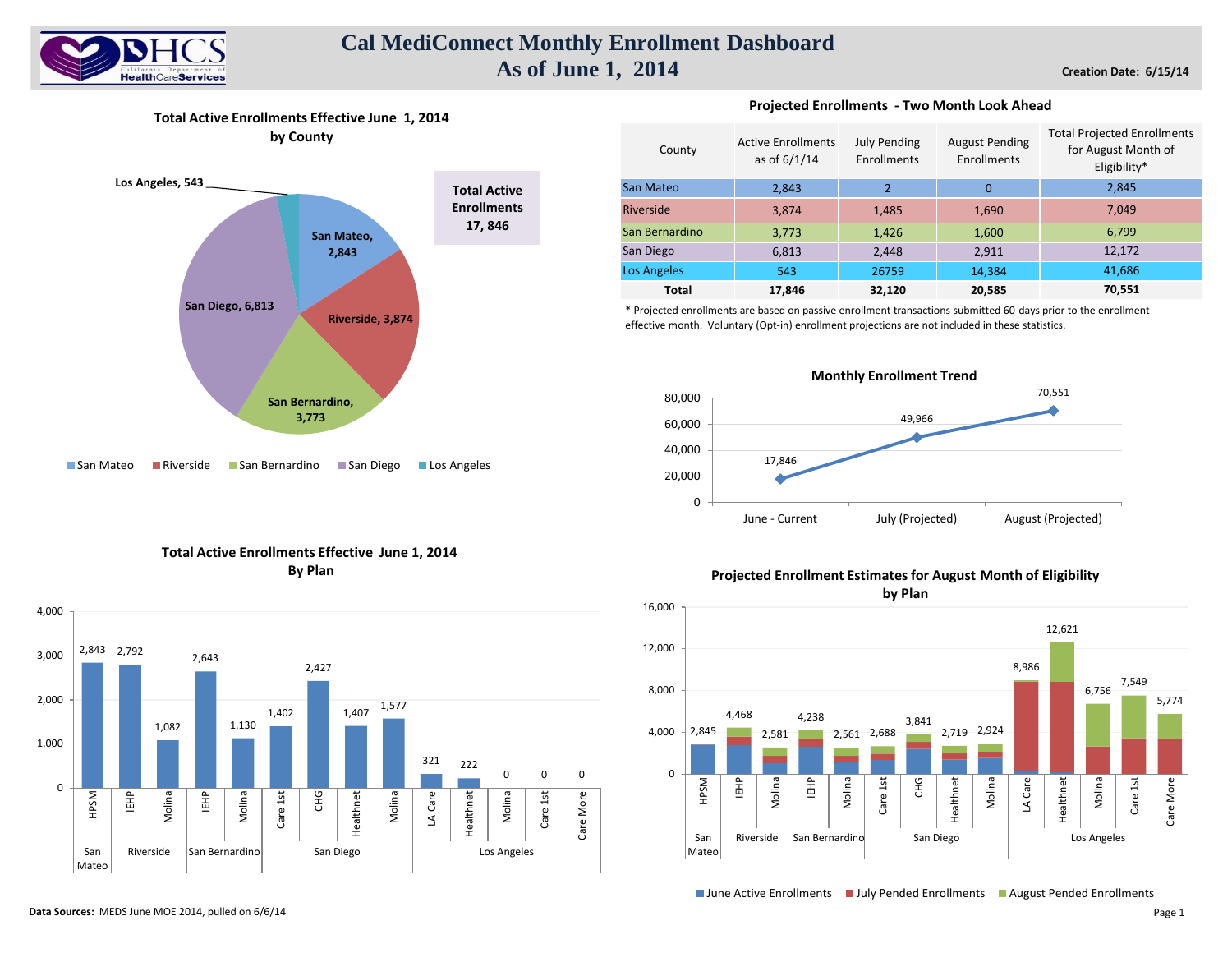# Cal MediConnect Monthly Enrollment Dashboard
## As of June 1, 2014

**Creation Date: 6/15/14**

### Total Active Enrollments Effective June 1, 2014 by County

**Total Active Enrollments 17, 846**

| County | Enrollments |
|---|---|
| San Mateo | 2,843 |
| Riverside | 3,874 |
| San Bernardino | 3,773 |
| San Diego | 6,813 |
| Los Angeles | 543 |

### Projected Enrollments - Two Month Look Ahead

| County | Active Enrollments as of 6/1/14 | July Pending Enrollments | August Pending Enrollments | Total Projected Enrollments for August Month of Eligibility* |
|---|---|---|---|---|
| San Mateo | 2,843 | 2 | 0 | 2,845 |
| Riverside | 3,874 | 1,485 | 1,690 | 7,049 |
| San Bernardino | 3,773 | 1,426 | 1,600 | 6,799 |
| San Diego | 6,813 | 2,448 | 2,911 | 12,172 |
| Los Angeles | 543 | 26759 | 14,384 | 41,686 |
| **Total** | **17,846** | **32,120** | **20,585** | **70,551** |

\* Projected enrollments are based on passive enrollment transactions submitted 60-days prior to the enrollment effective month. Voluntary (Opt-in) enrollment projections are not included in these statistics.

### Monthly Enrollment Trend

| Month | Enrollment |
|---|---|
| June - Current | 17,846 |
| July (Projected) | 49,966 |
| August (Projected) | 70,551 |

### Total Active Enrollments Effective June 1, 2014 By Plan

| County | Plan | Enrollments |
|---|---|---|
| San Mateo | HPSM | 2,843 |
| Riverside | IEHP | 2,792 |
| Riverside | Molina | 1,082 |
| San Bernardino | IEHP | 2,643 |
| San Bernardino | Molina | 1,130 |
| San Diego | Care 1st | 1,402 |
| San Diego | CHG | 2,427 |
| San Diego | Healthnet | 1,407 |
| San Diego | Molina | 1,577 |
| Los Angeles | LA Care | 321 |
| Los Angeles | Healthnet | 222 |
| Los Angeles | Molina | 0 |
| Los Angeles | Care 1st | 0 |
| Los Angeles | Care More | 0 |

### Projected Enrollment Estimates for August Month of Eligibility by Plan

| County | Plan | Total Projected Enrollments |
|---|---|---|
| San Mateo | HPSM | 2,845 |
| Riverside | IEHP | 4,468 |
| Riverside | Molina | 2,581 |
| San Bernardino | IEHP | 4,238 |
| San Bernardino | Molina | 2,561 |
| San Diego | Care 1st | 2,688 |
| San Diego | CHG | 3,841 |
| San Diego | Healthnet | 2,719 |
| San Diego | Molina | 2,924 |
| Los Angeles | LA Care | 8,986 |
| Los Angeles | Healthnet | 12,621 |
| Los Angeles | Molina | 6,756 |
| Los Angeles | Care 1st | 7,549 |
| Los Angeles | Care More | 5,774 |

June Active Enrollments / July Pended Enrollments / August Pended Enrollments

**Data Sources:** MEDS June MOE 2014, pulled on 6/6/14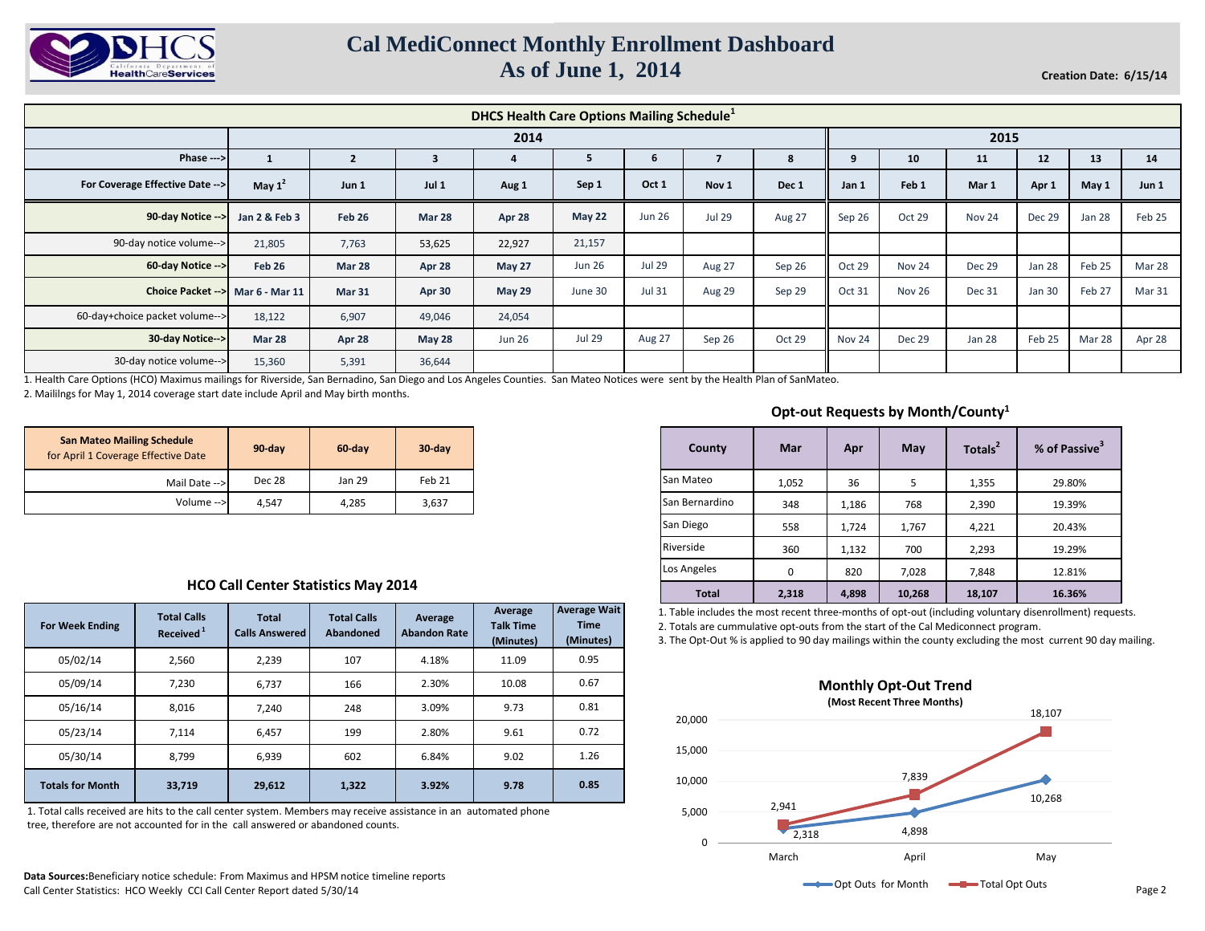# Cal MediConnect Monthly Enrollment Dashboard
## As of June 1, 2014

**Creation Date: 6/15/14**

### DHCS Health Care Options Mailing Schedule[1]

| | 2014 | | | | | | | | 2015 | | | | | |
|---|---|---|---|---|---|---|---|---|---|---|---|---|---|---|
| **Phase --->** | 1 | 2 | 3 | 4 | 5 | 6 | 7 | 8 | 9 | 10 | 11 | 12 | 13 | 14 |
| **For Coverage Effective Date -->** | May 1[2] | Jun 1 | Jul 1 | Aug 1 | Sep 1 | Oct 1 | Nov 1 | Dec 1 | Jan 1 | Feb 1 | Mar 1 | Apr 1 | May 1 | Jun 1 |
| **90-day Notice -->** | **Jan 2 & Feb 3** | **Feb 26** | **Mar 28** | **Apr 28** | **May 22** | Jun 26 | Jul 29 | Aug 27 | Sep 26 | Oct 29 | Nov 24 | Dec 29 | Jan 28 | Feb 25 |
| 90-day notice volume--> | 21,805 | 7,763 | 53,625 | 22,927 | 21,157 | | | | | | | | | |
| **60-day Notice -->** | **Feb 26** | **Mar 28** | **Apr 28** | **May 27** | Jun 26 | Jul 29 | Aug 27 | Sep 26 | Oct 29 | Nov 24 | Dec 29 | Jan 28 | Feb 25 | Mar 28 |
| **Choice Packet -->** | **Mar 6 - Mar 11** | **Mar 31** | **Apr 30** | **May 29** | June 30 | Jul 31 | Aug 29 | Sep 29 | Oct 31 | Nov 26 | Dec 31 | Jan 30 | Feb 27 | Mar 31 |
| 60-day+choice packet volume--> | 18,122 | 6,907 | 49,046 | 24,054 | | | | | | | | | | |
| **30-day Notice-->** | **Mar 28** | **Apr 28** | **May 28** | Jun 26 | Jul 29 | Aug 27 | Sep 26 | Oct 29 | Nov 24 | Dec 29 | Jan 28 | Feb 25 | Mar 28 | Apr 28 |
| 30-day notice volume--> | 15,360 | 5,391 | 36,644 | | | | | | | | | | | |

1. Health Care Options (HCO) Maximus mailings for Riverside, San Bernadino, San Diego and Los Angeles Counties. San Mateo Notices were sent by the Health Plan of SanMateo.
2. Maililngs for May 1, 2014 coverage start date include April and May birth months.

| San Mateo Mailing Schedule for April 1 Coverage Effective Date | 90-day | 60-day | 30-day |
|---|---|---|---|
| Mail Date --> | Dec 28 | Jan 29 | Feb 21 |
| Volume --> | 4,547 | 4,285 | 3,637 |

### Opt-out Requests by Month/County[1]

| County | Mar | Apr | May | Totals[2] | % of Passive[3] |
|---|---|---|---|---|---|
| San Mateo | 1,052 | 36 | 5 | 1,355 | 29.80% |
| San Bernardino | 348 | 1,186 | 768 | 2,390 | 19.39% |
| San Diego | 558 | 1,724 | 1,767 | 4,221 | 20.43% |
| Riverside | 360 | 1,132 | 700 | 2,293 | 19.29% |
| Los Angeles | 0 | 820 | 7,028 | 7,848 | 12.81% |
| **Total** | **2,318** | **4,898** | **10,268** | **18,107** | **16.36%** |

1. Table includes the most recent three-months of opt-out (including voluntary disenrollment) requests.
2. Totals are cummulative opt-outs from the start of the Cal Mediconnect program.
3. The Opt-Out % is applied to 90 day mailings within the county excluding the most current 90 day mailing.

### HCO Call Center Statistics May 2014

| For Week Ending | Total Calls Received[1] | Total Calls Answered | Total Calls Abandoned | Average Abandon Rate | Average Talk Time (Minutes) | Average Wait Time (Minutes) |
|---|---|---|---|---|---|---|
| 05/02/14 | 2,560 | 2,239 | 107 | 4.18% | 11.09 | 0.95 |
| 05/09/14 | 7,230 | 6,737 | 166 | 2.30% | 10.08 | 0.67 |
| 05/16/14 | 8,016 | 7,240 | 248 | 3.09% | 9.73 | 0.81 |
| 05/23/14 | 7,114 | 6,457 | 199 | 2.80% | 9.61 | 0.72 |
| 05/30/14 | 8,799 | 6,939 | 602 | 6.84% | 9.02 | 1.26 |
| **Totals for Month** | **33,719** | **29,612** | **1,322** | **3.92%** | **9.78** | **0.85** |

1. Total calls received are hits to the call center system. Members may receive assistance in an automated phone tree, therefore are not accounted for in the call answered or abandoned counts.

### Monthly Opt-Out Trend
(Most Recent Three Months)

20,000
15,000
10,000
5,000
0

March
April
May

2,941
7,839
18,107
2,318
4,898
10,268

Opt Outs for Month
Total Opt Outs

**Data Sources:** Beneficiary notice schedule: From Maximus and HPSM notice timeline reports
Call Center Statistics: HCO Weekly CCI Call Center Report dated 5/30/14